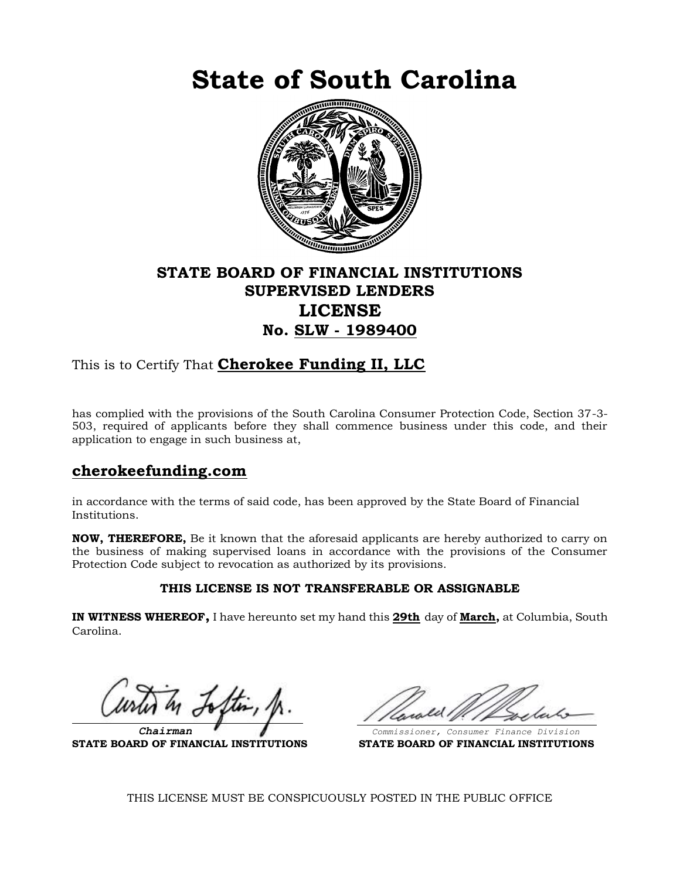# State of South Carolina

## STATE BOARD OF FINANCIAL INSTITUTIONS
## SUPERVISED LENDERS
## LICENSE
## No. SLW - 1989400

This is to Certify That **Cherokee Funding II, LLC**

has complied with the provisions of the South Carolina Consumer Protection Code, Section 37-3-503, required of applicants before they shall commence business under this code, and their application to engage in such business at,

**cherokeefunding.com**

in accordance with the terms of said code, has been approved by the State Board of Financial Institutions.

**NOW, THEREFORE,** Be it known that the aforesaid applicants are hereby authorized to carry on the business of making supervised loans in accordance with the provisions of the Consumer Protection Code subject to revocation as authorized by its provisions.

**THIS LICENSE IS NOT TRANSFERABLE OR ASSIGNABLE**

**IN WITNESS WHEREOF,** I have hereunto set my hand this **29th** day of **March,** at Columbia, South Carolina.

*Chairman*
**STATE BOARD OF FINANCIAL INSTITUTIONS**

*Commissioner, Consumer Finance Division*
**STATE BOARD OF FINANCIAL INSTITUTIONS**

THIS LICENSE MUST BE CONSPICUOUSLY POSTED IN THE PUBLIC OFFICE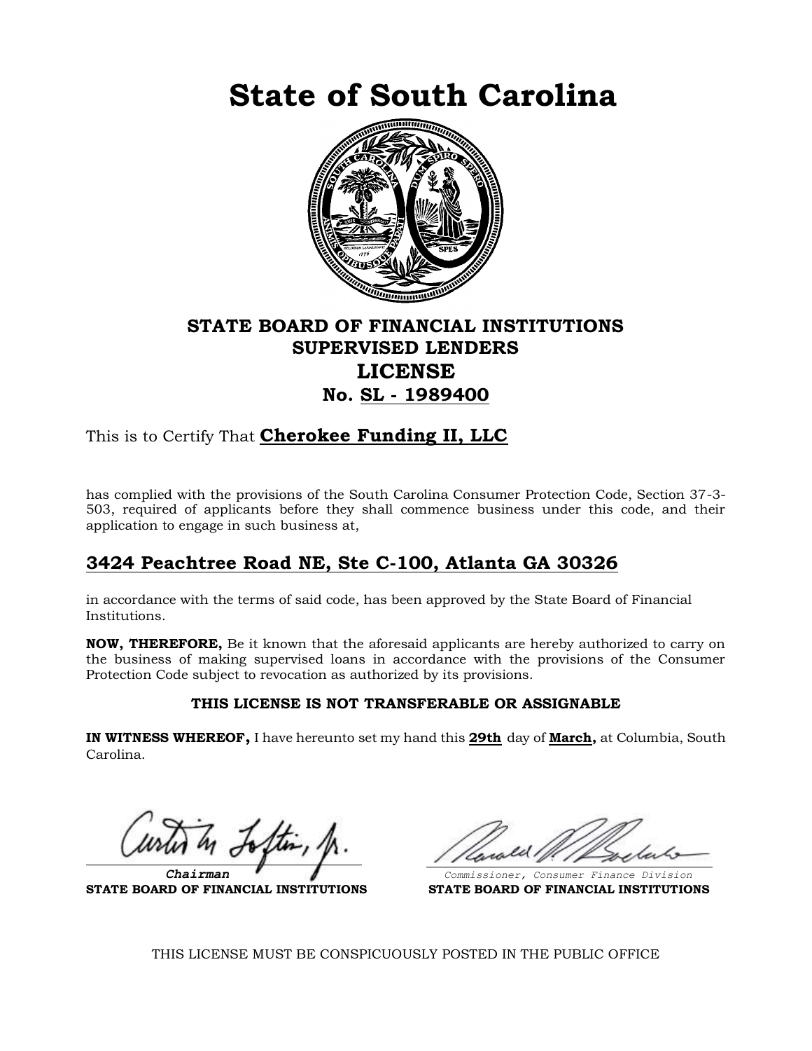# State of South Carolina

## STATE BOARD OF FINANCIAL INSTITUTIONS
## SUPERVISED LENDERS
## LICENSE
## No. SL - 1989400

This is to Certify That **Cherokee Funding II, LLC**

has complied with the provisions of the South Carolina Consumer Protection Code, Section 37-3-503, required of applicants before they shall commence business under this code, and their application to engage in such business at,

**3424 Peachtree Road NE, Ste C-100, Atlanta GA 30326**

in accordance with the terms of said code, has been approved by the State Board of Financial Institutions.

**NOW, THEREFORE,** Be it known that the aforesaid applicants are hereby authorized to carry on the business of making supervised loans in accordance with the provisions of the Consumer Protection Code subject to revocation as authorized by its provisions.

**THIS LICENSE IS NOT TRANSFERABLE OR ASSIGNABLE**

**IN WITNESS WHEREOF,** I have hereunto set my hand this **29th** day of **March,** at Columbia, South Carolina.

***Chairman***
**STATE BOARD OF FINANCIAL INSTITUTIONS**

*Commissioner, Consumer Finance Division*
**STATE BOARD OF FINANCIAL INSTITUTIONS**

THIS LICENSE MUST BE CONSPICUOUSLY POSTED IN THE PUBLIC OFFICE